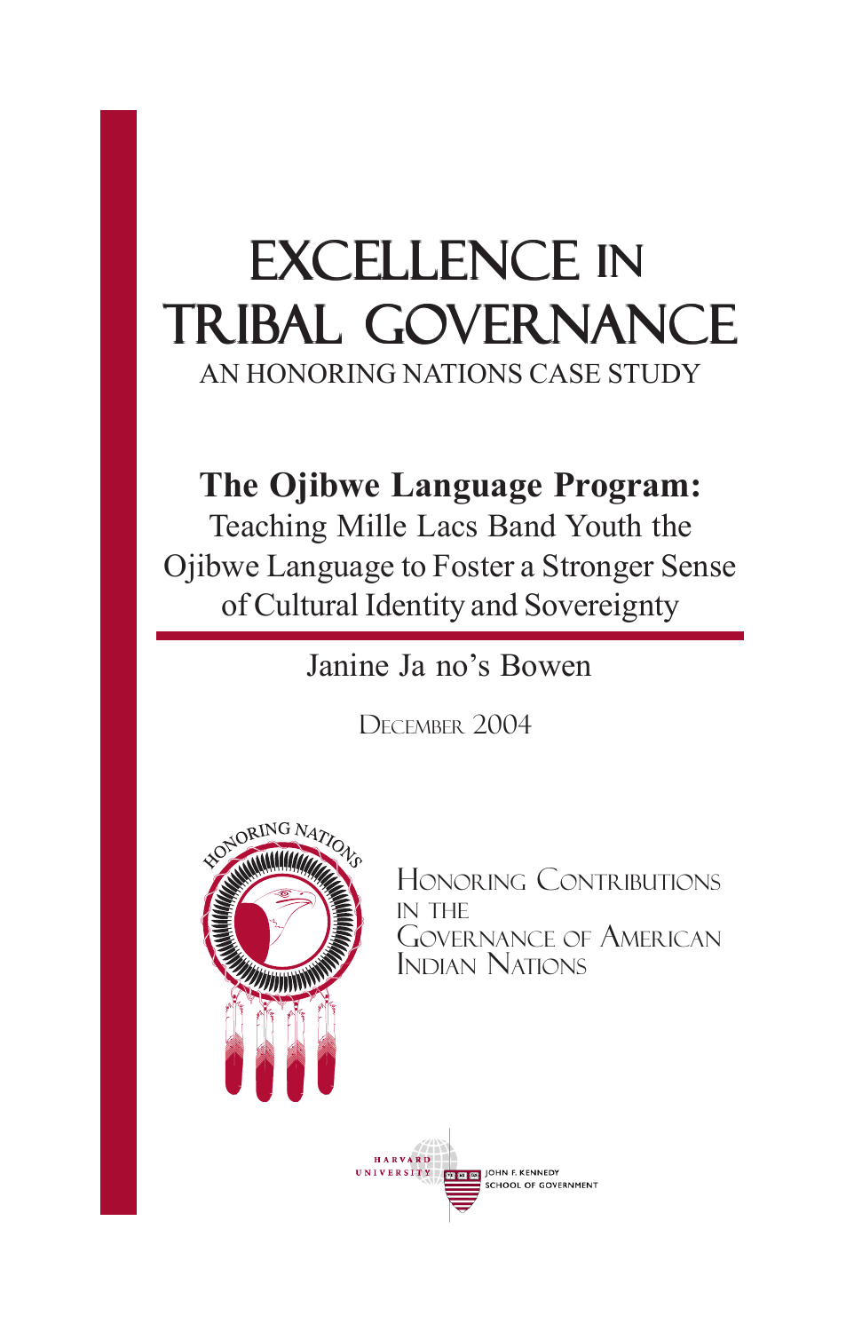# EXCELLENCE IN TRIBAL GOVERNANCE

AN HONORING NATIONS CASE STUDY

## The Ojibwe Language Program:

Teaching Mille Lacs Band Youth the Ojibwe Language to Foster a Stronger Sense of Cultural Identity and Sovereignty

Janine Ja no's Bowen

December 2004

HONORING NATIONS

Honoring Contributions in the Governance of American Indian Nations

HARVARD UNIVERSITY

JOHN F. KENNEDY SCHOOL OF GOVERNMENT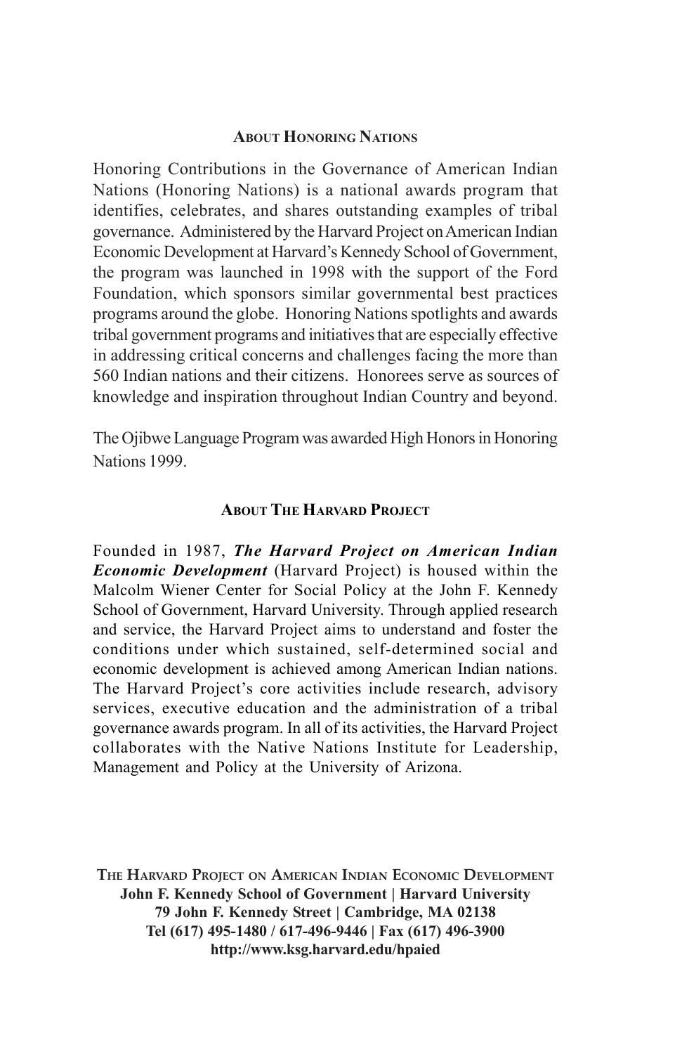## About Honoring Nations

Honoring Contributions in the Governance of American Indian Nations (Honoring Nations) is a national awards program that identifies, celebrates, and shares outstanding examples of tribal governance. Administered by the Harvard Project on American Indian Economic Development at Harvard's Kennedy School of Government, the program was launched in 1998 with the support of the Ford Foundation, which sponsors similar governmental best practices programs around the globe. Honoring Nations spotlights and awards tribal government programs and initiatives that are especially effective in addressing critical concerns and challenges facing the more than 560 Indian nations and their citizens. Honorees serve as sources of knowledge and inspiration throughout Indian Country and beyond.

The Ojibwe Language Program was awarded High Honors in Honoring Nations 1999.

## About The Harvard Project

Founded in 1987, ***The Harvard Project on American Indian Economic Development*** (Harvard Project) is housed within the Malcolm Wiener Center for Social Policy at the John F. Kennedy School of Government, Harvard University. Through applied research and service, the Harvard Project aims to understand and foster the conditions under which sustained, self-determined social and economic development is achieved among American Indian nations. The Harvard Project's core activities include research, advisory services, executive education and the administration of a tribal governance awards program. In all of its activities, the Harvard Project collaborates with the Native Nations Institute for Leadership, Management and Policy at the University of Arizona.

**The Harvard Project on American Indian Economic Development**
**John F. Kennedy School of Government | Harvard University**
**79 John F. Kennedy Street | Cambridge, MA 02138**
**Tel (617) 495-1480 / 617-496-9446 | Fax (617) 496-3900**
**http://www.ksg.harvard.edu/hpaied**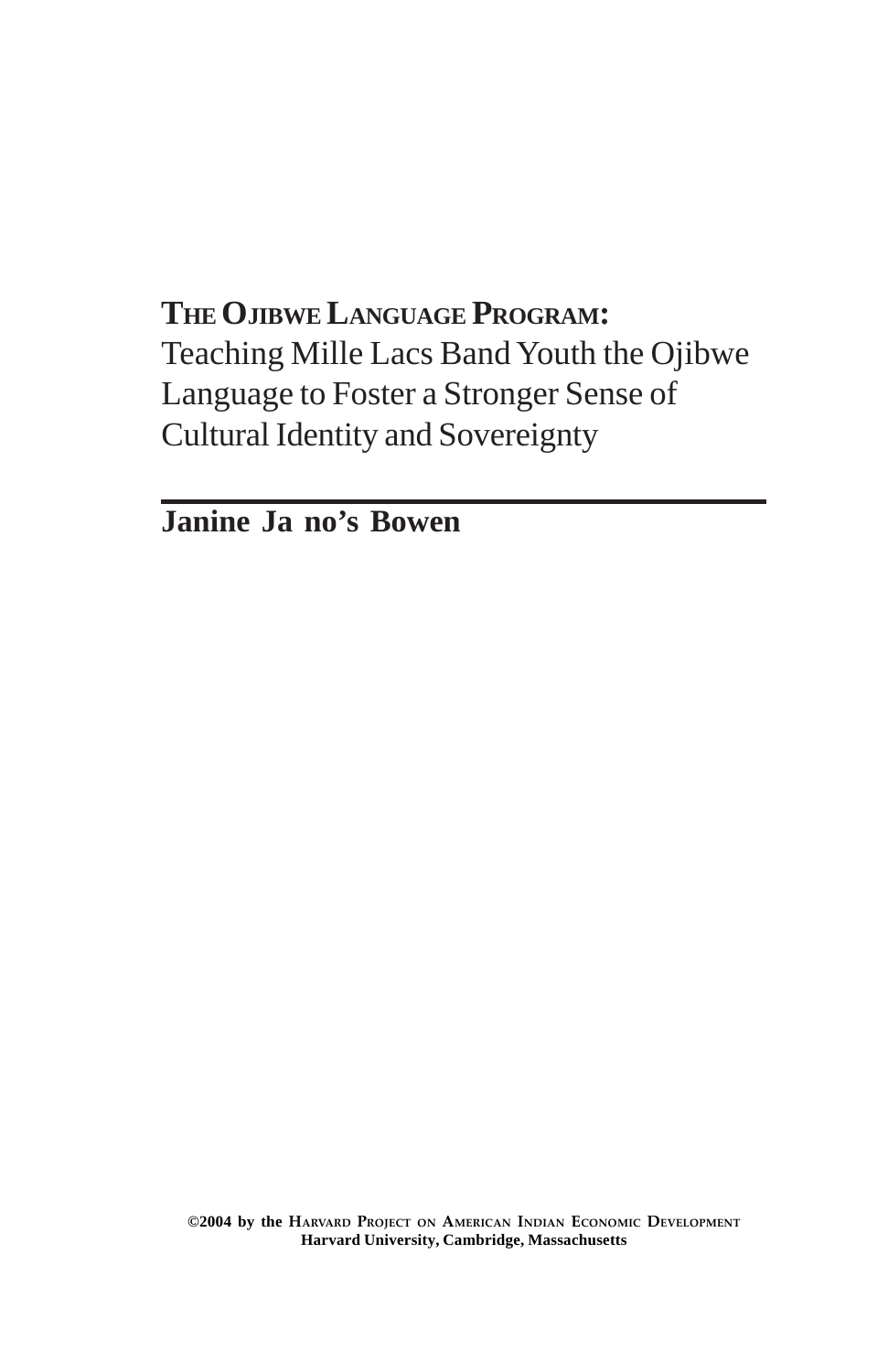# THE OJIBWE LANGUAGE PROGRAM:
Teaching Mille Lacs Band Youth the Ojibwe Language to Foster a Stronger Sense of Cultural Identity and Sovereignty

**Janine Ja no's Bowen**

**©2004 by the HARVARD PROJECT ON AMERICAN INDIAN ECONOMIC DEVELOPMENT**
**Harvard University, Cambridge, Massachusetts**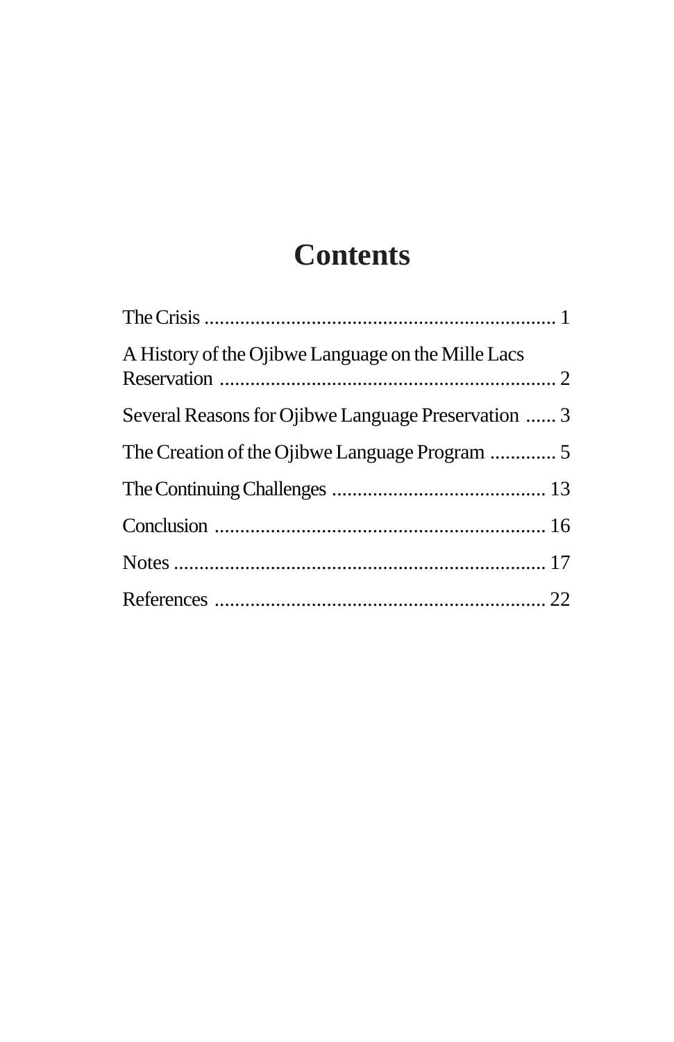# Contents

The Crisis .................................................................... 1

A History of the Ojibwe Language on the Mille Lacs Reservation .................................................................. 2

Several Reasons for Ojibwe Language Preservation ...... 3

The Creation of the Ojibwe Language Program ............. 5

The Continuing Challenges .......................................... 13

Conclusion ................................................................. 16

Notes .......................................................................... 17

References ................................................................. 22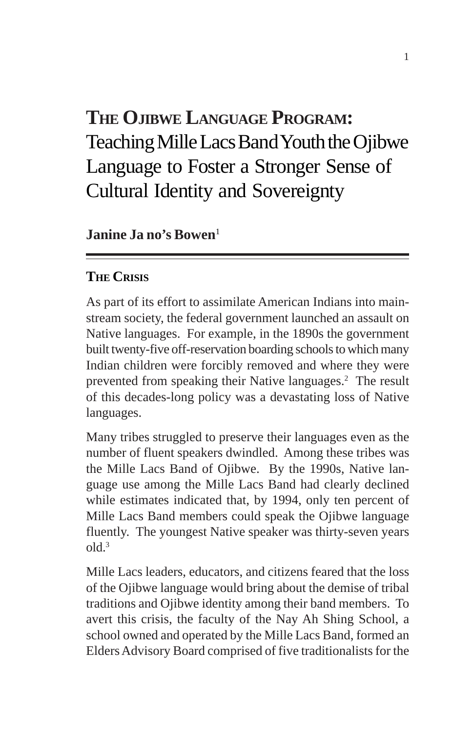# The Ojibwe Language Program: Teaching Mille Lacs Band Youth the Ojibwe Language to Foster a Stronger Sense of Cultural Identity and Sovereignty

**Janine Ja no's Bowen**[1]

## The Crisis

As part of its effort to assimilate American Indians into mainstream society, the federal government launched an assault on Native languages. For example, in the 1890s the government built twenty-five off-reservation boarding schools to which many Indian children were forcibly removed and where they were prevented from speaking their Native languages.[2] The result of this decades-long policy was a devastating loss of Native languages.

Many tribes struggled to preserve their languages even as the number of fluent speakers dwindled. Among these tribes was the Mille Lacs Band of Ojibwe. By the 1990s, Native language use among the Mille Lacs Band had clearly declined while estimates indicated that, by 1994, only ten percent of Mille Lacs Band members could speak the Ojibwe language fluently. The youngest Native speaker was thirty-seven years old.[3]

Mille Lacs leaders, educators, and citizens feared that the loss of the Ojibwe language would bring about the demise of tribal traditions and Ojibwe identity among their band members. To avert this crisis, the faculty of the Nay Ah Shing School, a school owned and operated by the Mille Lacs Band, formed an Elders Advisory Board comprised of five traditionalists for the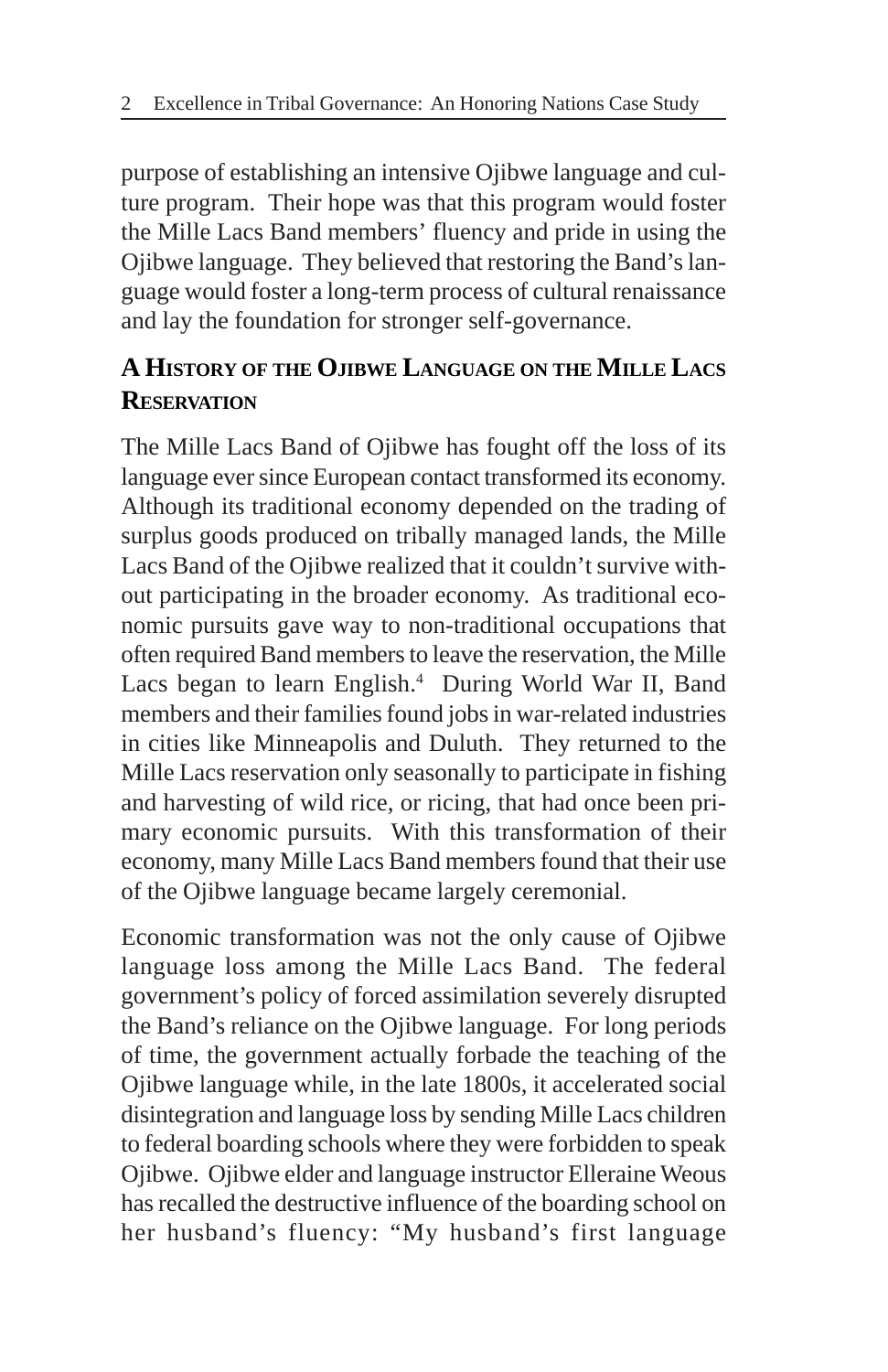purpose of establishing an intensive Ojibwe language and culture program. Their hope was that this program would foster the Mille Lacs Band members' fluency and pride in using the Ojibwe language. They believed that restoring the Band's language would foster a long-term process of cultural renaissance and lay the foundation for stronger self-governance.

## A History of the Ojibwe Language on the Mille Lacs Reservation

The Mille Lacs Band of Ojibwe has fought off the loss of its language ever since European contact transformed its economy. Although its traditional economy depended on the trading of surplus goods produced on tribally managed lands, the Mille Lacs Band of the Ojibwe realized that it couldn't survive without participating in the broader economy. As traditional economic pursuits gave way to non-traditional occupations that often required Band members to leave the reservation, the Mille Lacs began to learn English.[4] During World War II, Band members and their families found jobs in war-related industries in cities like Minneapolis and Duluth. They returned to the Mille Lacs reservation only seasonally to participate in fishing and harvesting of wild rice, or ricing, that had once been primary economic pursuits. With this transformation of their economy, many Mille Lacs Band members found that their use of the Ojibwe language became largely ceremonial.

Economic transformation was not the only cause of Ojibwe language loss among the Mille Lacs Band. The federal government's policy of forced assimilation severely disrupted the Band's reliance on the Ojibwe language. For long periods of time, the government actually forbade the teaching of the Ojibwe language while, in the late 1800s, it accelerated social disintegration and language loss by sending Mille Lacs children to federal boarding schools where they were forbidden to speak Ojibwe. Ojibwe elder and language instructor Elleraine Weous has recalled the destructive influence of the boarding school on her husband's fluency: "My husband's first language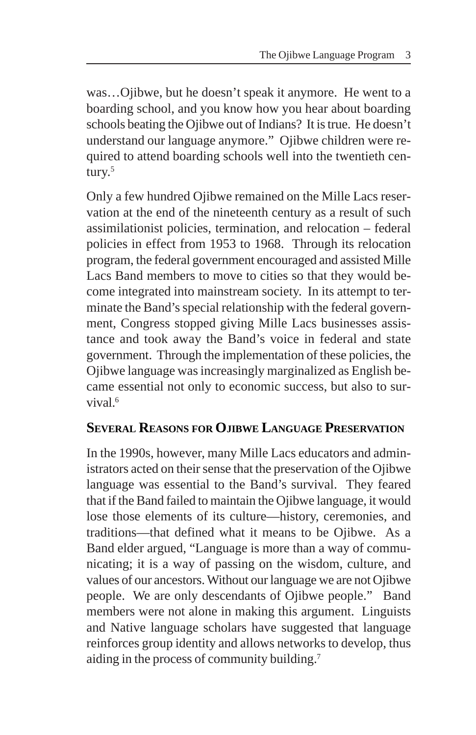was…Ojibwe, but he doesn't speak it anymore. He went to a boarding school, and you know how you hear about boarding schools beating the Ojibwe out of Indians? It is true. He doesn't understand our language anymore." Ojibwe children were required to attend boarding schools well into the twentieth century.[5]

Only a few hundred Ojibwe remained on the Mille Lacs reservation at the end of the nineteenth century as a result of such assimilationist policies, termination, and relocation – federal policies in effect from 1953 to 1968. Through its relocation program, the federal government encouraged and assisted Mille Lacs Band members to move to cities so that they would become integrated into mainstream society. In its attempt to terminate the Band's special relationship with the federal government, Congress stopped giving Mille Lacs businesses assistance and took away the Band's voice in federal and state government. Through the implementation of these policies, the Ojibwe language was increasingly marginalized as English became essential not only to economic success, but also to survival.[6]

## Several Reasons for Ojibwe Language Preservation

In the 1990s, however, many Mille Lacs educators and administrators acted on their sense that the preservation of the Ojibwe language was essential to the Band's survival. They feared that if the Band failed to maintain the Ojibwe language, it would lose those elements of its culture—history, ceremonies, and traditions—that defined what it means to be Ojibwe. As a Band elder argued, "Language is more than a way of communicating; it is a way of passing on the wisdom, culture, and values of our ancestors. Without our language we are not Ojibwe people. We are only descendants of Ojibwe people." Band members were not alone in making this argument. Linguists and Native language scholars have suggested that language reinforces group identity and allows networks to develop, thus aiding in the process of community building.[7]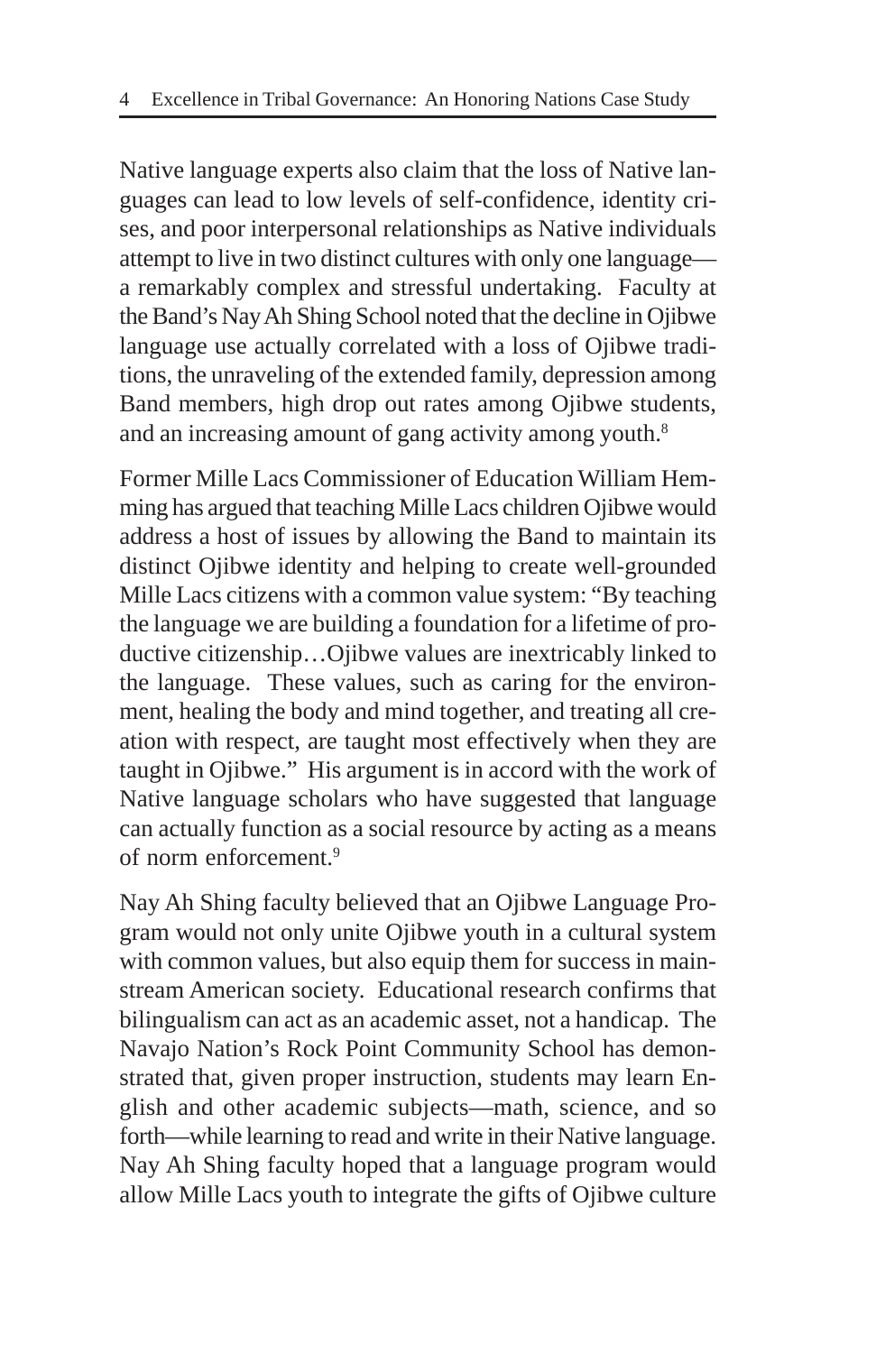Native language experts also claim that the loss of Native languages can lead to low levels of self-confidence, identity crises, and poor interpersonal relationships as Native individuals attempt to live in two distinct cultures with only one language—a remarkably complex and stressful undertaking. Faculty at the Band's Nay Ah Shing School noted that the decline in Ojibwe language use actually correlated with a loss of Ojibwe traditions, the unraveling of the extended family, depression among Band members, high drop out rates among Ojibwe students, and an increasing amount of gang activity among youth.[8]

Former Mille Lacs Commissioner of Education William Hemming has argued that teaching Mille Lacs children Ojibwe would address a host of issues by allowing the Band to maintain its distinct Ojibwe identity and helping to create well-grounded Mille Lacs citizens with a common value system: "By teaching the language we are building a foundation for a lifetime of productive citizenship…Ojibwe values are inextricably linked to the language. These values, such as caring for the environment, healing the body and mind together, and treating all creation with respect, are taught most effectively when they are taught in Ojibwe." His argument is in accord with the work of Native language scholars who have suggested that language can actually function as a social resource by acting as a means of norm enforcement.[9]

Nay Ah Shing faculty believed that an Ojibwe Language Program would not only unite Ojibwe youth in a cultural system with common values, but also equip them for success in mainstream American society. Educational research confirms that bilingualism can act as an academic asset, not a handicap. The Navajo Nation's Rock Point Community School has demonstrated that, given proper instruction, students may learn English and other academic subjects—math, science, and so forth—while learning to read and write in their Native language. Nay Ah Shing faculty hoped that a language program would allow Mille Lacs youth to integrate the gifts of Ojibwe culture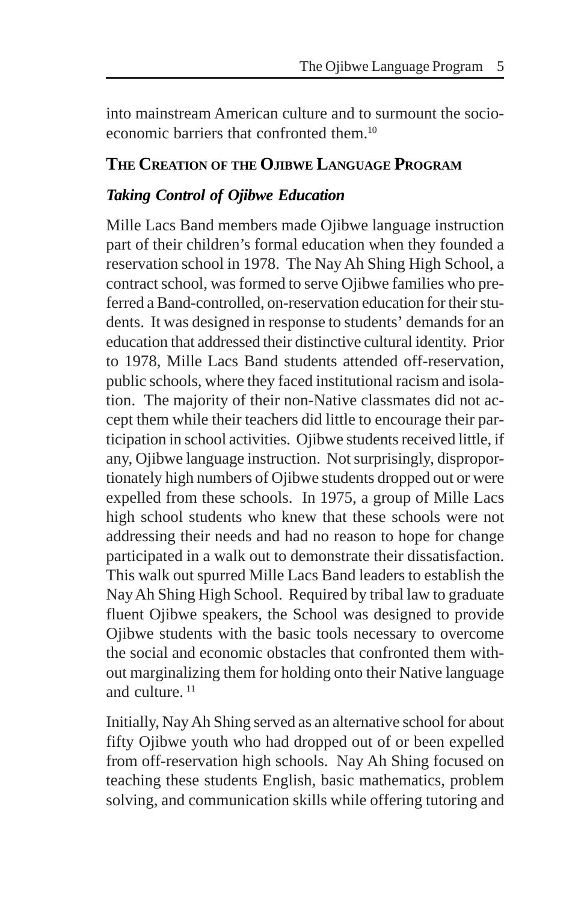into mainstream American culture and to surmount the socio-economic barriers that confronted them.[10]

## The Creation of the Ojibwe Language Program

### *Taking Control of Ojibwe Education*

Mille Lacs Band members made Ojibwe language instruction part of their children's formal education when they founded a reservation school in 1978. The Nay Ah Shing High School, a contract school, was formed to serve Ojibwe families who preferred a Band-controlled, on-reservation education for their students. It was designed in response to students' demands for an education that addressed their distinctive cultural identity. Prior to 1978, Mille Lacs Band students attended off-reservation, public schools, where they faced institutional racism and isolation. The majority of their non-Native classmates did not accept them while their teachers did little to encourage their participation in school activities. Ojibwe students received little, if any, Ojibwe language instruction. Not surprisingly, disproportionately high numbers of Ojibwe students dropped out or were expelled from these schools. In 1975, a group of Mille Lacs high school students who knew that these schools were not addressing their needs and had no reason to hope for change participated in a walk out to demonstrate their dissatisfaction. This walk out spurred Mille Lacs Band leaders to establish the Nay Ah Shing High School. Required by tribal law to graduate fluent Ojibwe speakers, the School was designed to provide Ojibwe students with the basic tools necessary to overcome the social and economic obstacles that confronted them without marginalizing them for holding onto their Native language and culture.[11]

Initially, Nay Ah Shing served as an alternative school for about fifty Ojibwe youth who had dropped out of or been expelled from off-reservation high schools. Nay Ah Shing focused on teaching these students English, basic mathematics, problem solving, and communication skills while offering tutoring and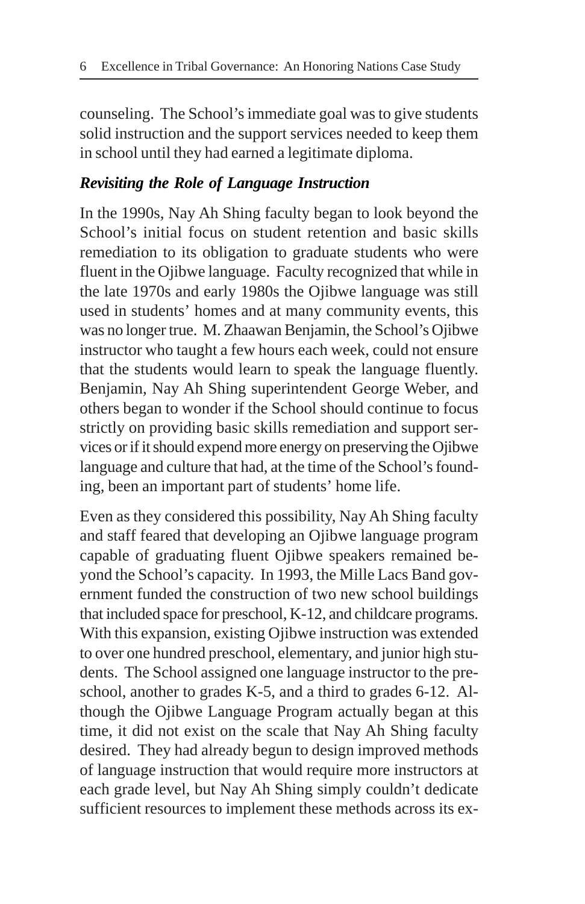counseling. The School's immediate goal was to give students solid instruction and the support services needed to keep them in school until they had earned a legitimate diploma.

### *Revisiting the Role of Language Instruction*

In the 1990s, Nay Ah Shing faculty began to look beyond the School's initial focus on student retention and basic skills remediation to its obligation to graduate students who were fluent in the Ojibwe language. Faculty recognized that while in the late 1970s and early 1980s the Ojibwe language was still used in students' homes and at many community events, this was no longer true. M. Zhaawan Benjamin, the School's Ojibwe instructor who taught a few hours each week, could not ensure that the students would learn to speak the language fluently. Benjamin, Nay Ah Shing superintendent George Weber, and others began to wonder if the School should continue to focus strictly on providing basic skills remediation and support services or if it should expend more energy on preserving the Ojibwe language and culture that had, at the time of the School's founding, been an important part of students' home life.

Even as they considered this possibility, Nay Ah Shing faculty and staff feared that developing an Ojibwe language program capable of graduating fluent Ojibwe speakers remained beyond the School's capacity. In 1993, the Mille Lacs Band government funded the construction of two new school buildings that included space for preschool, K-12, and childcare programs. With this expansion, existing Ojibwe instruction was extended to over one hundred preschool, elementary, and junior high students. The School assigned one language instructor to the preschool, another to grades K-5, and a third to grades 6-12. Although the Ojibwe Language Program actually began at this time, it did not exist on the scale that Nay Ah Shing faculty desired. They had already begun to design improved methods of language instruction that would require more instructors at each grade level, but Nay Ah Shing simply couldn't dedicate sufficient resources to implement these methods across its ex-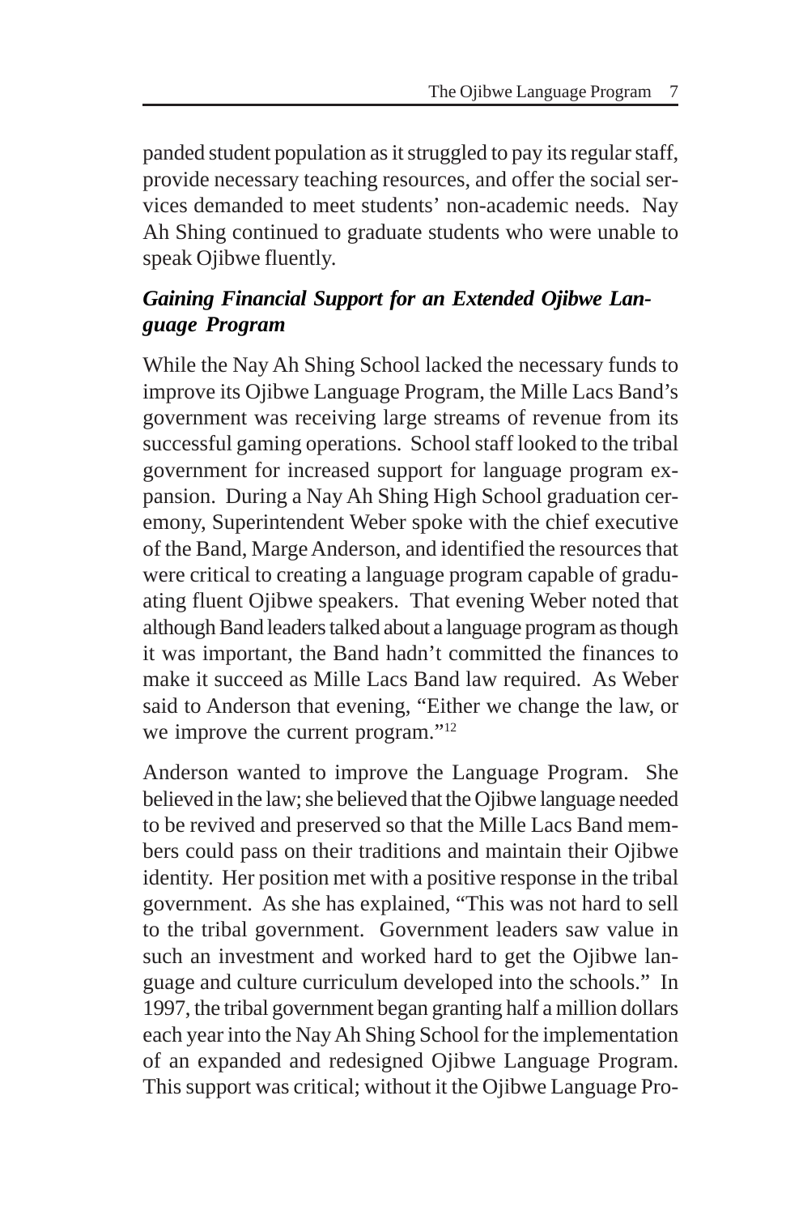panded student population as it struggled to pay its regular staff, provide necessary teaching resources, and offer the social services demanded to meet students' non-academic needs. Nay Ah Shing continued to graduate students who were unable to speak Ojibwe fluently.

### *Gaining Financial Support for an Extended Ojibwe Language Program*

While the Nay Ah Shing School lacked the necessary funds to improve its Ojibwe Language Program, the Mille Lacs Band's government was receiving large streams of revenue from its successful gaming operations. School staff looked to the tribal government for increased support for language program expansion. During a Nay Ah Shing High School graduation ceremony, Superintendent Weber spoke with the chief executive of the Band, Marge Anderson, and identified the resources that were critical to creating a language program capable of graduating fluent Ojibwe speakers. That evening Weber noted that although Band leaders talked about a language program as though it was important, the Band hadn't committed the finances to make it succeed as Mille Lacs Band law required. As Weber said to Anderson that evening, "Either we change the law, or we improve the current program."[12]

Anderson wanted to improve the Language Program. She believed in the law; she believed that the Ojibwe language needed to be revived and preserved so that the Mille Lacs Band members could pass on their traditions and maintain their Ojibwe identity. Her position met with a positive response in the tribal government. As she has explained, "This was not hard to sell to the tribal government. Government leaders saw value in such an investment and worked hard to get the Ojibwe language and culture curriculum developed into the schools." In 1997, the tribal government began granting half a million dollars each year into the Nay Ah Shing School for the implementation of an expanded and redesigned Ojibwe Language Program. This support was critical; without it the Ojibwe Language Pro-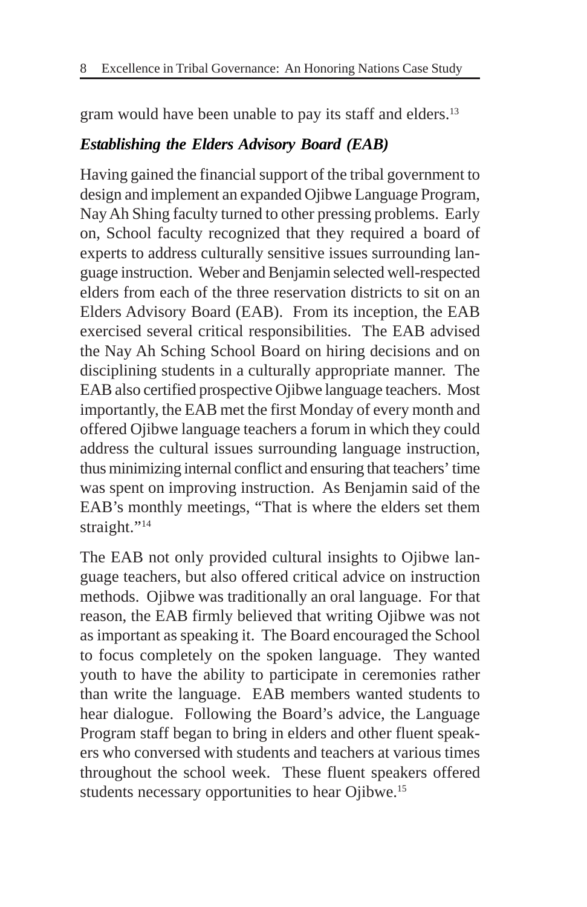gram would have been unable to pay its staff and elders.[13]

### *Establishing the Elders Advisory Board (EAB)*

Having gained the financial support of the tribal government to design and implement an expanded Ojibwe Language Program, Nay Ah Shing faculty turned to other pressing problems. Early on, School faculty recognized that they required a board of experts to address culturally sensitive issues surrounding language instruction. Weber and Benjamin selected well-respected elders from each of the three reservation districts to sit on an Elders Advisory Board (EAB). From its inception, the EAB exercised several critical responsibilities. The EAB advised the Nay Ah Sching School Board on hiring decisions and on disciplining students in a culturally appropriate manner. The EAB also certified prospective Ojibwe language teachers. Most importantly, the EAB met the first Monday of every month and offered Ojibwe language teachers a forum in which they could address the cultural issues surrounding language instruction, thus minimizing internal conflict and ensuring that teachers' time was spent on improving instruction. As Benjamin said of the EAB's monthly meetings, "That is where the elders set them straight."[14]

The EAB not only provided cultural insights to Ojibwe language teachers, but also offered critical advice on instruction methods. Ojibwe was traditionally an oral language. For that reason, the EAB firmly believed that writing Ojibwe was not as important as speaking it. The Board encouraged the School to focus completely on the spoken language. They wanted youth to have the ability to participate in ceremonies rather than write the language. EAB members wanted students to hear dialogue. Following the Board's advice, the Language Program staff began to bring in elders and other fluent speakers who conversed with students and teachers at various times throughout the school week. These fluent speakers offered students necessary opportunities to hear Ojibwe.[15]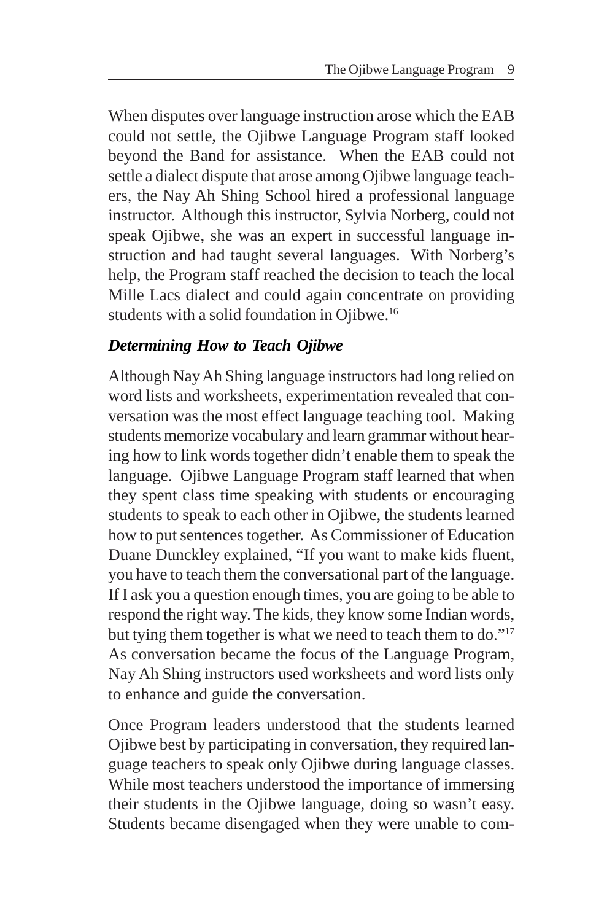When disputes over language instruction arose which the EAB could not settle, the Ojibwe Language Program staff looked beyond the Band for assistance. When the EAB could not settle a dialect dispute that arose among Ojibwe language teachers, the Nay Ah Shing School hired a professional language instructor. Although this instructor, Sylvia Norberg, could not speak Ojibwe, she was an expert in successful language instruction and had taught several languages. With Norberg's help, the Program staff reached the decision to teach the local Mille Lacs dialect and could again concentrate on providing students with a solid foundation in Ojibwe.[16]

### *Determining How to Teach Ojibwe*

Although Nay Ah Shing language instructors had long relied on word lists and worksheets, experimentation revealed that conversation was the most effect language teaching tool. Making students memorize vocabulary and learn grammar without hearing how to link words together didn't enable them to speak the language. Ojibwe Language Program staff learned that when they spent class time speaking with students or encouraging students to speak to each other in Ojibwe, the students learned how to put sentences together. As Commissioner of Education Duane Dunckley explained, "If you want to make kids fluent, you have to teach them the conversational part of the language. If I ask you a question enough times, you are going to be able to respond the right way. The kids, they know some Indian words, but tying them together is what we need to teach them to do."[17] As conversation became the focus of the Language Program, Nay Ah Shing instructors used worksheets and word lists only to enhance and guide the conversation.

Once Program leaders understood that the students learned Ojibwe best by participating in conversation, they required language teachers to speak only Ojibwe during language classes. While most teachers understood the importance of immersing their students in the Ojibwe language, doing so wasn't easy. Students became disengaged when they were unable to com-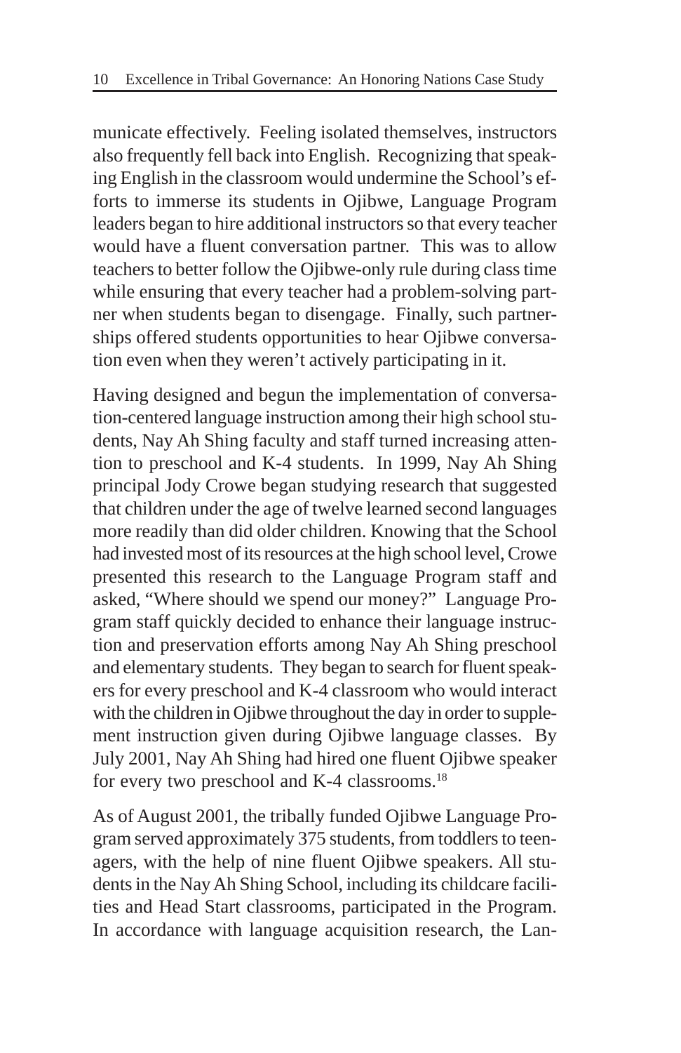municate effectively. Feeling isolated themselves, instructors also frequently fell back into English. Recognizing that speaking English in the classroom would undermine the School's efforts to immerse its students in Ojibwe, Language Program leaders began to hire additional instructors so that every teacher would have a fluent conversation partner. This was to allow teachers to better follow the Ojibwe-only rule during class time while ensuring that every teacher had a problem-solving partner when students began to disengage. Finally, such partnerships offered students opportunities to hear Ojibwe conversation even when they weren't actively participating in it.

Having designed and begun the implementation of conversation-centered language instruction among their high school students, Nay Ah Shing faculty and staff turned increasing attention to preschool and K-4 students. In 1999, Nay Ah Shing principal Jody Crowe began studying research that suggested that children under the age of twelve learned second languages more readily than did older children. Knowing that the School had invested most of its resources at the high school level, Crowe presented this research to the Language Program staff and asked, "Where should we spend our money?" Language Program staff quickly decided to enhance their language instruction and preservation efforts among Nay Ah Shing preschool and elementary students. They began to search for fluent speakers for every preschool and K-4 classroom who would interact with the children in Ojibwe throughout the day in order to supplement instruction given during Ojibwe language classes. By July 2001, Nay Ah Shing had hired one fluent Ojibwe speaker for every two preschool and K-4 classrooms.[18]

As of August 2001, the tribally funded Ojibwe Language Program served approximately 375 students, from toddlers to teenagers, with the help of nine fluent Ojibwe speakers. All students in the Nay Ah Shing School, including its childcare facilities and Head Start classrooms, participated in the Program. In accordance with language acquisition research, the Lan-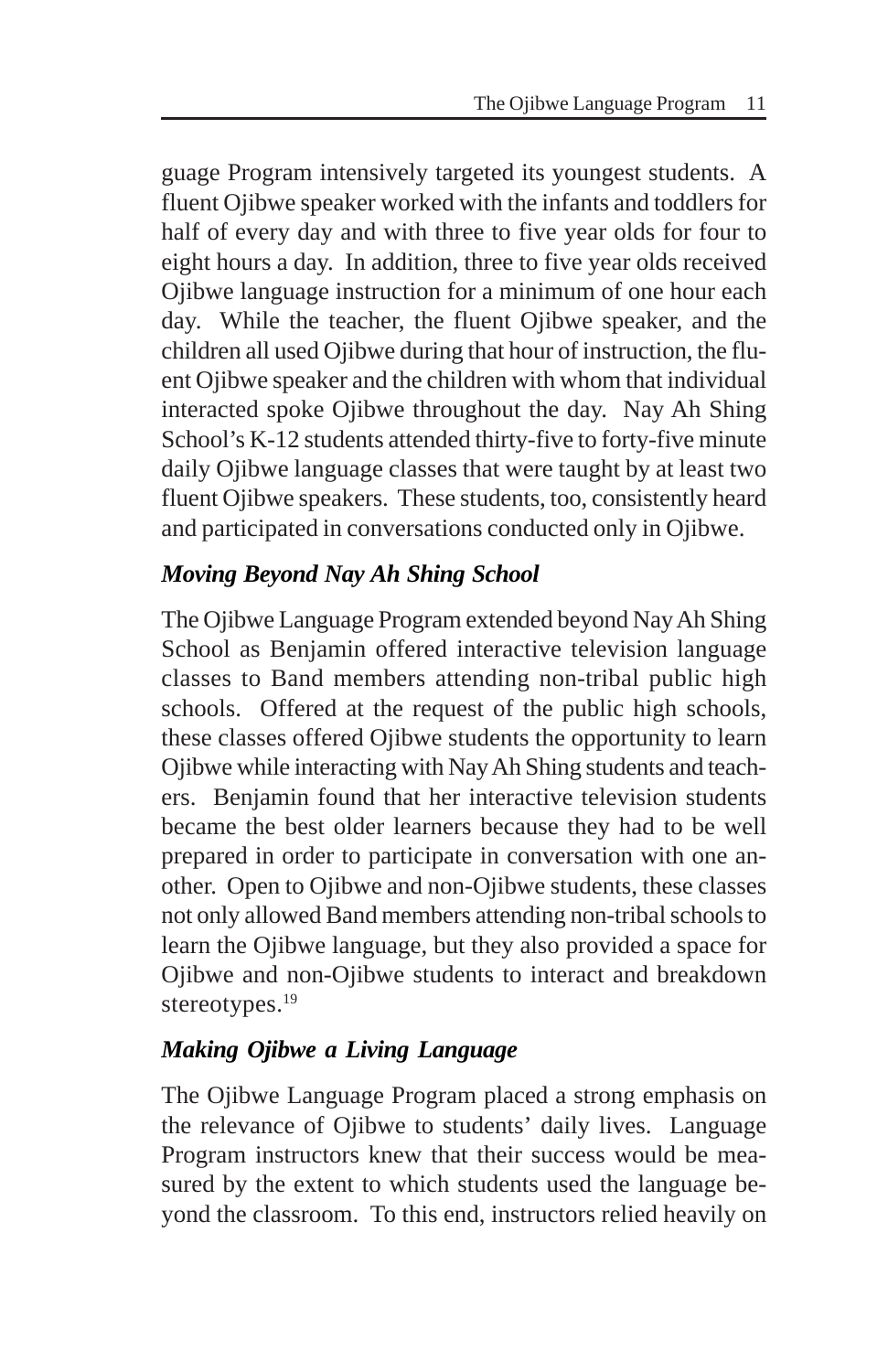guage Program intensively targeted its youngest students. A fluent Ojibwe speaker worked with the infants and toddlers for half of every day and with three to five year olds for four to eight hours a day. In addition, three to five year olds received Ojibwe language instruction for a minimum of one hour each day. While the teacher, the fluent Ojibwe speaker, and the children all used Ojibwe during that hour of instruction, the fluent Ojibwe speaker and the children with whom that individual interacted spoke Ojibwe throughout the day. Nay Ah Shing School's K-12 students attended thirty-five to forty-five minute daily Ojibwe language classes that were taught by at least two fluent Ojibwe speakers. These students, too, consistently heard and participated in conversations conducted only in Ojibwe.

### *Moving Beyond Nay Ah Shing School*

The Ojibwe Language Program extended beyond Nay Ah Shing School as Benjamin offered interactive television language classes to Band members attending non-tribal public high schools. Offered at the request of the public high schools, these classes offered Ojibwe students the opportunity to learn Ojibwe while interacting with Nay Ah Shing students and teachers. Benjamin found that her interactive television students became the best older learners because they had to be well prepared in order to participate in conversation with one another. Open to Ojibwe and non-Ojibwe students, these classes not only allowed Band members attending non-tribal schools to learn the Ojibwe language, but they also provided a space for Ojibwe and non-Ojibwe students to interact and breakdown stereotypes.[19]

### *Making Ojibwe a Living Language*

The Ojibwe Language Program placed a strong emphasis on the relevance of Ojibwe to students' daily lives. Language Program instructors knew that their success would be measured by the extent to which students used the language beyond the classroom. To this end, instructors relied heavily on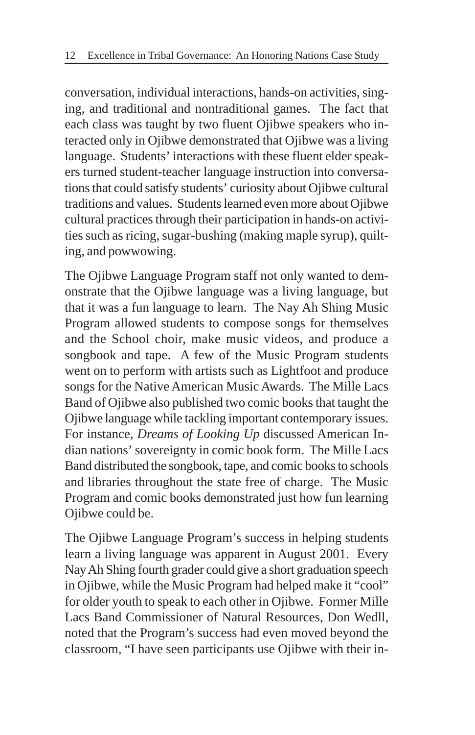conversation, individual interactions, hands-on activities, singing, and traditional and nontraditional games. The fact that each class was taught by two fluent Ojibwe speakers who interacted only in Ojibwe demonstrated that Ojibwe was a living language. Students' interactions with these fluent elder speakers turned student-teacher language instruction into conversations that could satisfy students' curiosity about Ojibwe cultural traditions and values. Students learned even more about Ojibwe cultural practices through their participation in hands-on activities such as ricing, sugar-bushing (making maple syrup), quilting, and powwowing.

The Ojibwe Language Program staff not only wanted to demonstrate that the Ojibwe language was a living language, but that it was a fun language to learn. The Nay Ah Shing Music Program allowed students to compose songs for themselves and the School choir, make music videos, and produce a songbook and tape. A few of the Music Program students went on to perform with artists such as Lightfoot and produce songs for the Native American Music Awards. The Mille Lacs Band of Ojibwe also published two comic books that taught the Ojibwe language while tackling important contemporary issues. For instance, *Dreams of Looking Up* discussed American Indian nations' sovereignty in comic book form. The Mille Lacs Band distributed the songbook, tape, and comic books to schools and libraries throughout the state free of charge. The Music Program and comic books demonstrated just how fun learning Ojibwe could be.

The Ojibwe Language Program's success in helping students learn a living language was apparent in August 2001. Every Nay Ah Shing fourth grader could give a short graduation speech in Ojibwe, while the Music Program had helped make it "cool" for older youth to speak to each other in Ojibwe. Former Mille Lacs Band Commissioner of Natural Resources, Don Wedll, noted that the Program's success had even moved beyond the classroom, "I have seen participants use Ojibwe with their in-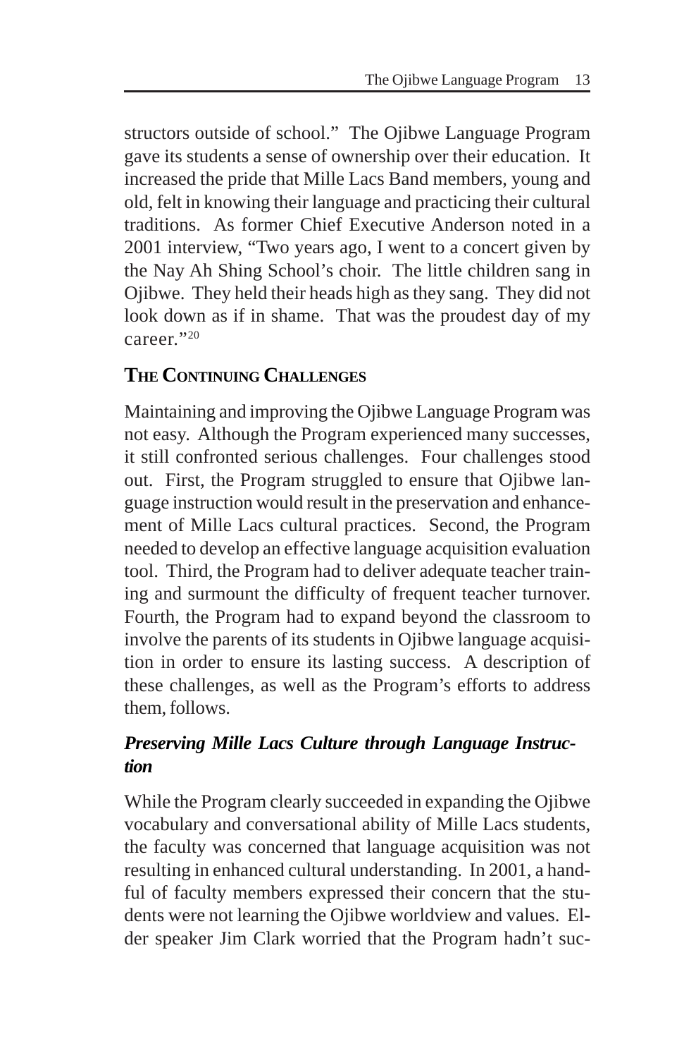structors outside of school." The Ojibwe Language Program gave its students a sense of ownership over their education. It increased the pride that Mille Lacs Band members, young and old, felt in knowing their language and practicing their cultural traditions. As former Chief Executive Anderson noted in a 2001 interview, "Two years ago, I went to a concert given by the Nay Ah Shing School's choir. The little children sang in Ojibwe. They held their heads high as they sang. They did not look down as if in shame. That was the proudest day of my career."[20]

## THE CONTINUING CHALLENGES

Maintaining and improving the Ojibwe Language Program was not easy. Although the Program experienced many successes, it still confronted serious challenges. Four challenges stood out. First, the Program struggled to ensure that Ojibwe language instruction would result in the preservation and enhancement of Mille Lacs cultural practices. Second, the Program needed to develop an effective language acquisition evaluation tool. Third, the Program had to deliver adequate teacher training and surmount the difficulty of frequent teacher turnover. Fourth, the Program had to expand beyond the classroom to involve the parents of its students in Ojibwe language acquisition in order to ensure its lasting success. A description of these challenges, as well as the Program's efforts to address them, follows.

### *Preserving Mille Lacs Culture through Language Instruction*

While the Program clearly succeeded in expanding the Ojibwe vocabulary and conversational ability of Mille Lacs students, the faculty was concerned that language acquisition was not resulting in enhanced cultural understanding. In 2001, a handful of faculty members expressed their concern that the students were not learning the Ojibwe worldview and values. Elder speaker Jim Clark worried that the Program hadn't suc-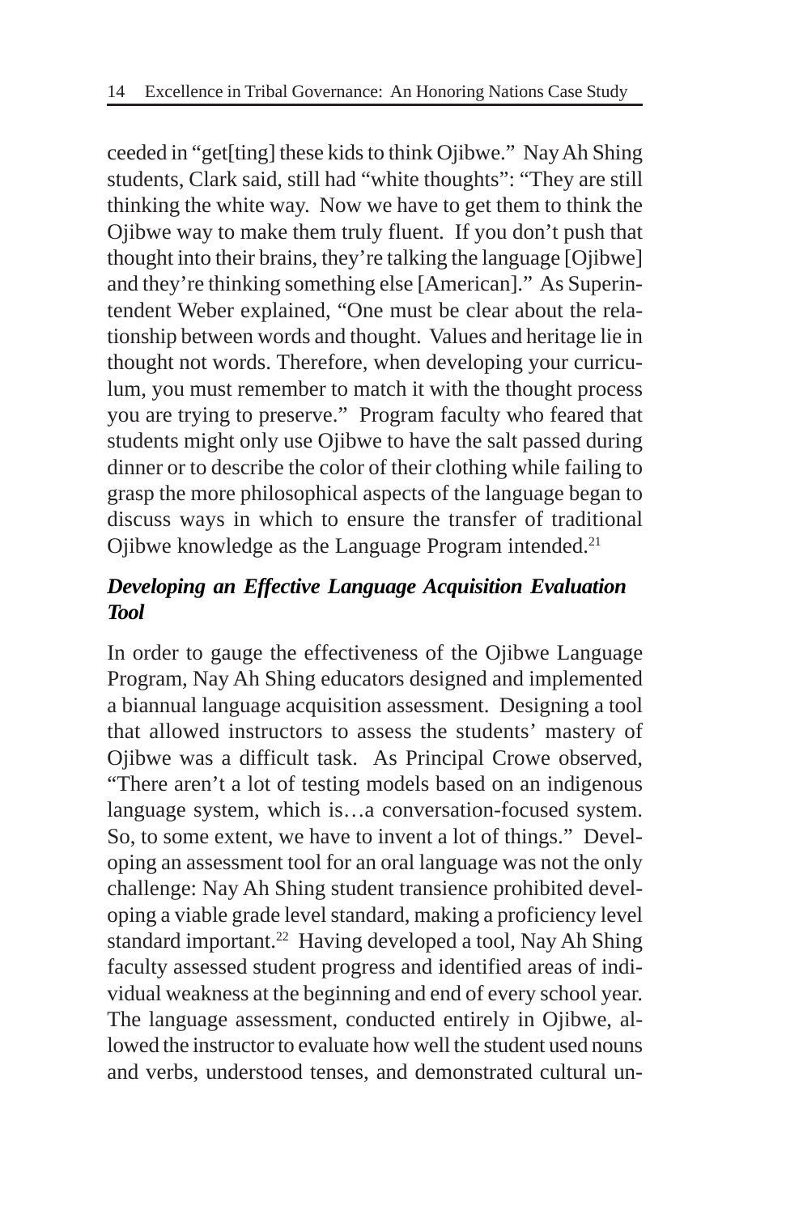ceeded in "get[ting] these kids to think Ojibwe." Nay Ah Shing students, Clark said, still had "white thoughts": "They are still thinking the white way. Now we have to get them to think the Ojibwe way to make them truly fluent. If you don't push that thought into their brains, they're talking the language [Ojibwe] and they're thinking something else [American]." As Superintendent Weber explained, "One must be clear about the relationship between words and thought. Values and heritage lie in thought not words. Therefore, when developing your curriculum, you must remember to match it with the thought process you are trying to preserve." Program faculty who feared that students might only use Ojibwe to have the salt passed during dinner or to describe the color of their clothing while failing to grasp the more philosophical aspects of the language began to discuss ways in which to ensure the transfer of traditional Ojibwe knowledge as the Language Program intended.[21]

### *Developing an Effective Language Acquisition Evaluation Tool*

In order to gauge the effectiveness of the Ojibwe Language Program, Nay Ah Shing educators designed and implemented a biannual language acquisition assessment. Designing a tool that allowed instructors to assess the students' mastery of Ojibwe was a difficult task. As Principal Crowe observed, "There aren't a lot of testing models based on an indigenous language system, which is…a conversation-focused system. So, to some extent, we have to invent a lot of things." Developing an assessment tool for an oral language was not the only challenge: Nay Ah Shing student transience prohibited developing a viable grade level standard, making a proficiency level standard important.[22] Having developed a tool, Nay Ah Shing faculty assessed student progress and identified areas of individual weakness at the beginning and end of every school year. The language assessment, conducted entirely in Ojibwe, allowed the instructor to evaluate how well the student used nouns and verbs, understood tenses, and demonstrated cultural un-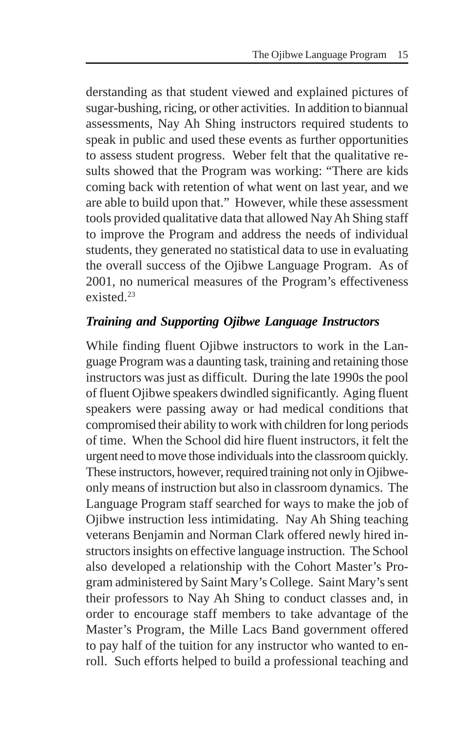derstanding as that student viewed and explained pictures of sugar-bushing, ricing, or other activities. In addition to biannual assessments, Nay Ah Shing instructors required students to speak in public and used these events as further opportunities to assess student progress. Weber felt that the qualitative results showed that the Program was working: "There are kids coming back with retention of what went on last year, and we are able to build upon that." However, while these assessment tools provided qualitative data that allowed Nay Ah Shing staff to improve the Program and address the needs of individual students, they generated no statistical data to use in evaluating the overall success of the Ojibwe Language Program. As of 2001, no numerical measures of the Program's effectiveness existed.[23]

### *Training and Supporting Ojibwe Language Instructors*

While finding fluent Ojibwe instructors to work in the Language Program was a daunting task, training and retaining those instructors was just as difficult. During the late 1990s the pool of fluent Ojibwe speakers dwindled significantly. Aging fluent speakers were passing away or had medical conditions that compromised their ability to work with children for long periods of time. When the School did hire fluent instructors, it felt the urgent need to move those individuals into the classroom quickly. These instructors, however, required training not only in Ojibwe-only means of instruction but also in classroom dynamics. The Language Program staff searched for ways to make the job of Ojibwe instruction less intimidating. Nay Ah Shing teaching veterans Benjamin and Norman Clark offered newly hired instructors insights on effective language instruction. The School also developed a relationship with the Cohort Master's Program administered by Saint Mary's College. Saint Mary's sent their professors to Nay Ah Shing to conduct classes and, in order to encourage staff members to take advantage of the Master's Program, the Mille Lacs Band government offered to pay half of the tuition for any instructor who wanted to enroll. Such efforts helped to build a professional teaching and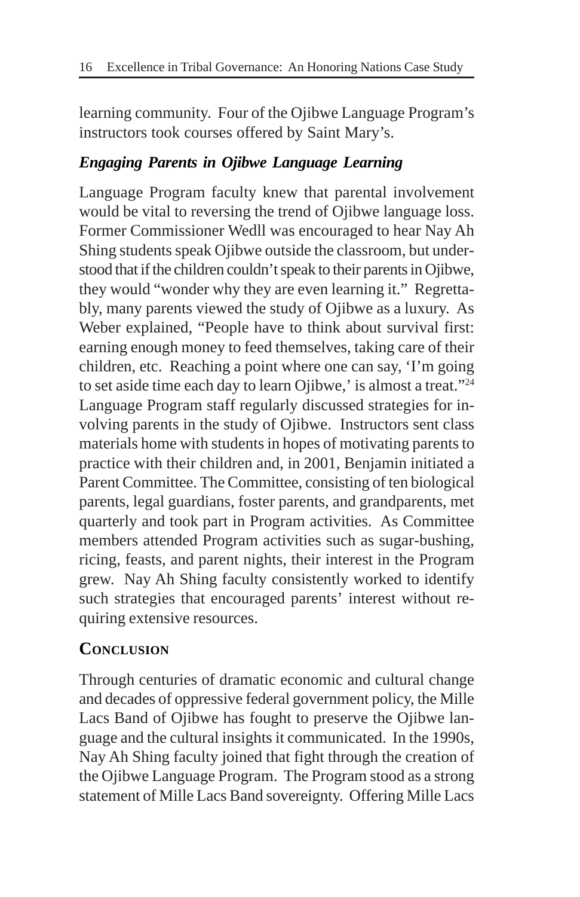learning community. Four of the Ojibwe Language Program's instructors took courses offered by Saint Mary's.

### *Engaging Parents in Ojibwe Language Learning*

Language Program faculty knew that parental involvement would be vital to reversing the trend of Ojibwe language loss. Former Commissioner Wedll was encouraged to hear Nay Ah Shing students speak Ojibwe outside the classroom, but understood that if the children couldn't speak to their parents in Ojibwe, they would "wonder why they are even learning it." Regrettably, many parents viewed the study of Ojibwe as a luxury. As Weber explained, "People have to think about survival first: earning enough money to feed themselves, taking care of their children, etc. Reaching a point where one can say, 'I'm going to set aside time each day to learn Ojibwe,' is almost a treat."[24] Language Program staff regularly discussed strategies for involving parents in the study of Ojibwe. Instructors sent class materials home with students in hopes of motivating parents to practice with their children and, in 2001, Benjamin initiated a Parent Committee. The Committee, consisting of ten biological parents, legal guardians, foster parents, and grandparents, met quarterly and took part in Program activities. As Committee members attended Program activities such as sugar-bushing, ricing, feasts, and parent nights, their interest in the Program grew. Nay Ah Shing faculty consistently worked to identify such strategies that encouraged parents' interest without requiring extensive resources.

## CONCLUSION

Through centuries of dramatic economic and cultural change and decades of oppressive federal government policy, the Mille Lacs Band of Ojibwe has fought to preserve the Ojibwe language and the cultural insights it communicated. In the 1990s, Nay Ah Shing faculty joined that fight through the creation of the Ojibwe Language Program. The Program stood as a strong statement of Mille Lacs Band sovereignty. Offering Mille Lacs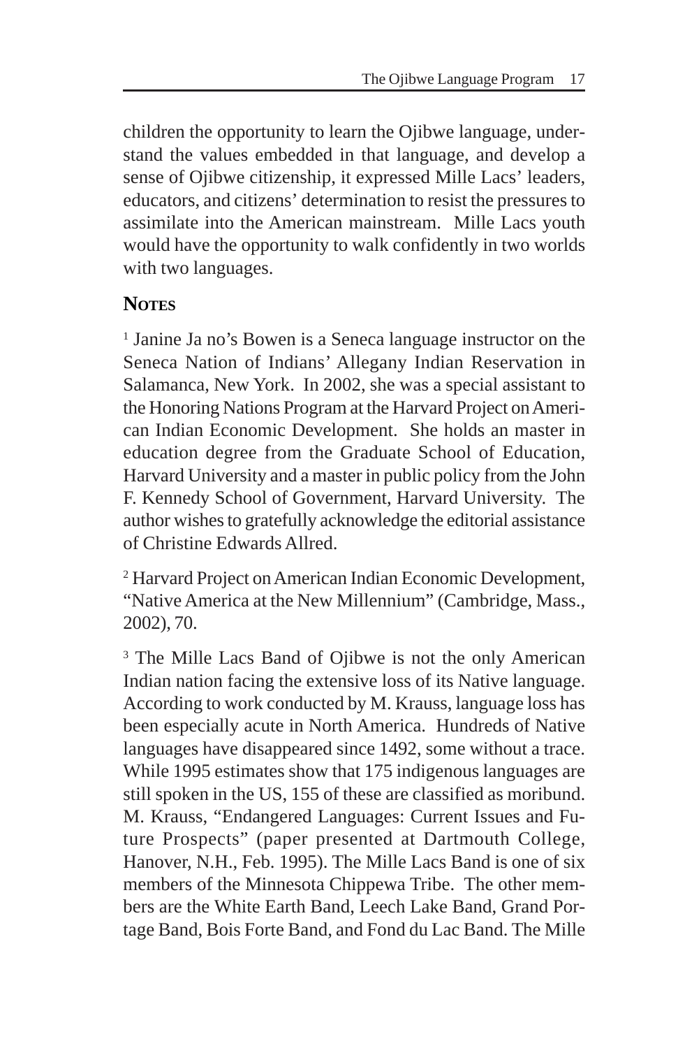children the opportunity to learn the Ojibwe language, understand the values embedded in that language, and develop a sense of Ojibwe citizenship, it expressed Mille Lacs' leaders, educators, and citizens' determination to resist the pressures to assimilate into the American mainstream. Mille Lacs youth would have the opportunity to walk confidently in two worlds with two languages.

## Notes

[1] Janine Ja no's Bowen is a Seneca language instructor on the Seneca Nation of Indians' Allegany Indian Reservation in Salamanca, New York. In 2002, she was a special assistant to the Honoring Nations Program at the Harvard Project on American Indian Economic Development. She holds an master in education degree from the Graduate School of Education, Harvard University and a master in public policy from the John F. Kennedy School of Government, Harvard University. The author wishes to gratefully acknowledge the editorial assistance of Christine Edwards Allred.

[2] Harvard Project on American Indian Economic Development, "Native America at the New Millennium" (Cambridge, Mass., 2002), 70.

[3] The Mille Lacs Band of Ojibwe is not the only American Indian nation facing the extensive loss of its Native language. According to work conducted by M. Krauss, language loss has been especially acute in North America. Hundreds of Native languages have disappeared since 1492, some without a trace. While 1995 estimates show that 175 indigenous languages are still spoken in the US, 155 of these are classified as moribund. M. Krauss, "Endangered Languages: Current Issues and Future Prospects" (paper presented at Dartmouth College, Hanover, N.H., Feb. 1995). The Mille Lacs Band is one of six members of the Minnesota Chippewa Tribe. The other members are the White Earth Band, Leech Lake Band, Grand Portage Band, Bois Forte Band, and Fond du Lac Band. The Mille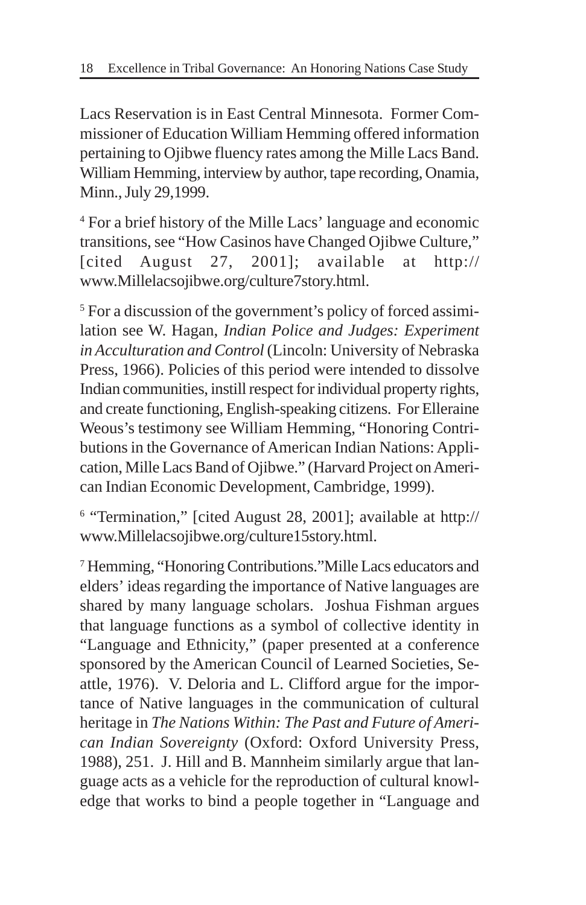Lacs Reservation is in East Central Minnesota. Former Commissioner of Education William Hemming offered information pertaining to Ojibwe fluency rates among the Mille Lacs Band. William Hemming, interview by author, tape recording, Onamia, Minn., July 29,1999.

[4] For a brief history of the Mille Lacs' language and economic transitions, see "How Casinos have Changed Ojibwe Culture," [cited August 27, 2001]; available at http://www.Millelacsojibwe.org/culture7story.html.

[5] For a discussion of the government's policy of forced assimilation see W. Hagan, *Indian Police and Judges: Experiment in Acculturation and Control* (Lincoln: University of Nebraska Press, 1966). Policies of this period were intended to dissolve Indian communities, instill respect for individual property rights, and create functioning, English-speaking citizens. For Elleraine Weous's testimony see William Hemming, "Honoring Contributions in the Governance of American Indian Nations: Application, Mille Lacs Band of Ojibwe." (Harvard Project on American Indian Economic Development, Cambridge, 1999).

[6] "Termination," [cited August 28, 2001]; available at http://www.Millelacsojibwe.org/culture15story.html.

[7] Hemming, "Honoring Contributions."Mille Lacs educators and elders' ideas regarding the importance of Native languages are shared by many language scholars. Joshua Fishman argues that language functions as a symbol of collective identity in "Language and Ethnicity," (paper presented at a conference sponsored by the American Council of Learned Societies, Seattle, 1976). V. Deloria and L. Clifford argue for the importance of Native languages in the communication of cultural heritage in *The Nations Within: The Past and Future of American Indian Sovereignty* (Oxford: Oxford University Press, 1988), 251. J. Hill and B. Mannheim similarly argue that language acts as a vehicle for the reproduction of cultural knowledge that works to bind a people together in "Language and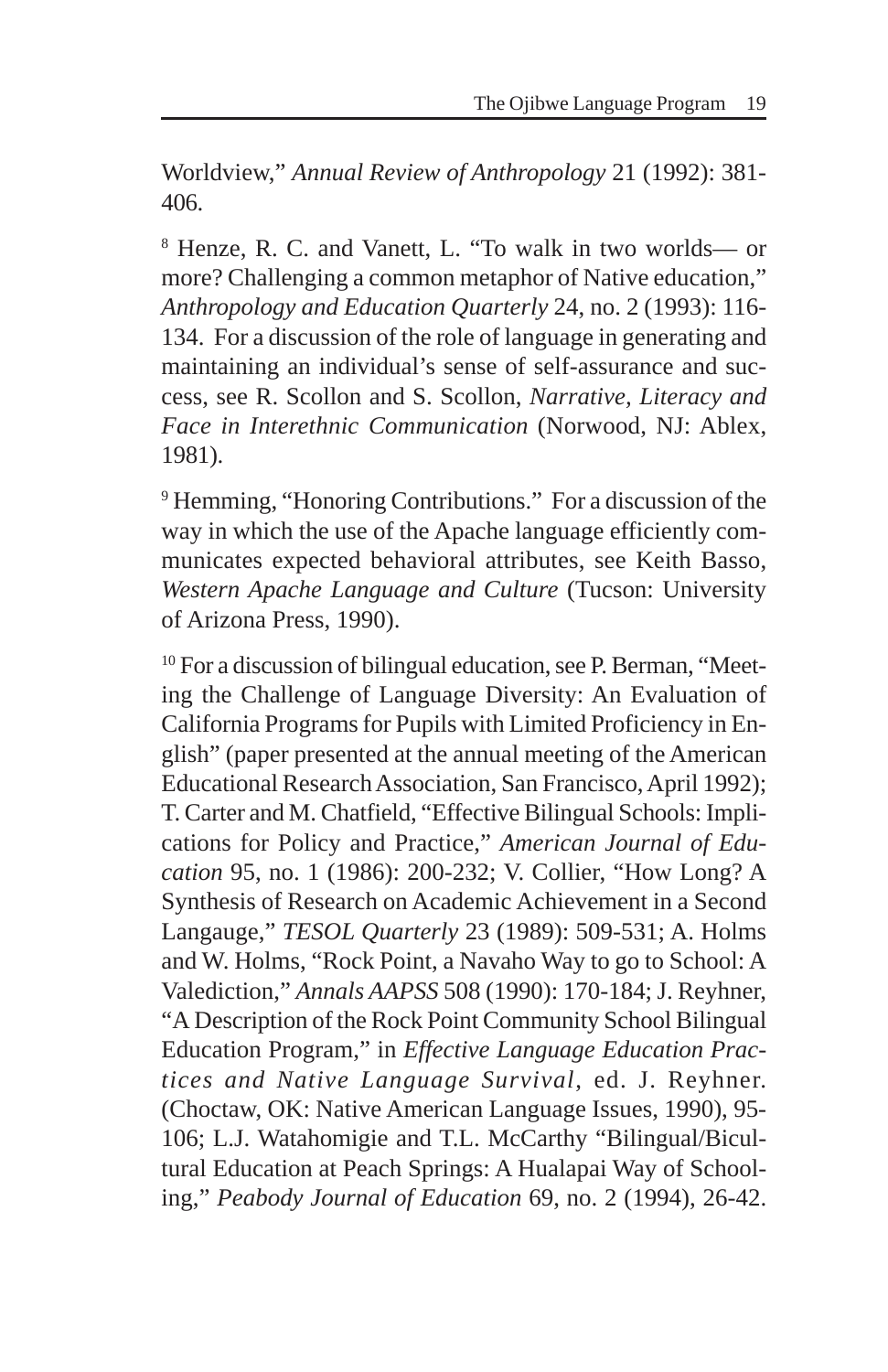Worldview," *Annual Review of Anthropology* 21 (1992): 381-406.

[8] Henze, R. C. and Vanett, L. "To walk in two worlds— or more? Challenging a common metaphor of Native education," *Anthropology and Education Quarterly* 24, no. 2 (1993): 116-134. For a discussion of the role of language in generating and maintaining an individual's sense of self-assurance and success, see R. Scollon and S. Scollon, *Narrative, Literacy and Face in Interethnic Communication* (Norwood, NJ: Ablex, 1981).

[9] Hemming, "Honoring Contributions." For a discussion of the way in which the use of the Apache language efficiently communicates expected behavioral attributes, see Keith Basso, *Western Apache Language and Culture* (Tucson: University of Arizona Press, 1990).

[10] For a discussion of bilingual education, see P. Berman, "Meeting the Challenge of Language Diversity: An Evaluation of California Programs for Pupils with Limited Proficiency in English" (paper presented at the annual meeting of the American Educational Research Association, San Francisco, April 1992); T. Carter and M. Chatfield, "Effective Bilingual Schools: Implications for Policy and Practice," *American Journal of Education* 95, no. 1 (1986): 200-232; V. Collier, "How Long? A Synthesis of Research on Academic Achievement in a Second Langauge," *TESOL Quarterly* 23 (1989): 509-531; A. Holms and W. Holms, "Rock Point, a Navaho Way to go to School: A Valediction," *Annals AAPSS* 508 (1990): 170-184; J. Reyhner, "A Description of the Rock Point Community School Bilingual Education Program," in *Effective Language Education Practices and Native Language Survival*, ed. J. Reyhner. (Choctaw, OK: Native American Language Issues, 1990), 95-106; L.J. Watahomigie and T.L. McCarthy "Bilingual/Bicultural Education at Peach Springs: A Hualapai Way of Schooling," *Peabody Journal of Education* 69, no. 2 (1994), 26-42.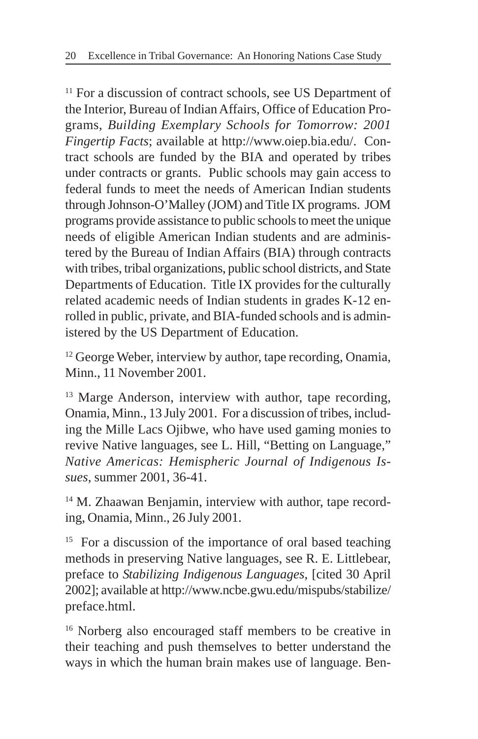[11] For a discussion of contract schools, see US Department of the Interior, Bureau of Indian Affairs, Office of Education Programs, *Building Exemplary Schools for Tomorrow: 2001 Fingertip Facts*; available at http://www.oiep.bia.edu/. Contract schools are funded by the BIA and operated by tribes under contracts or grants. Public schools may gain access to federal funds to meet the needs of American Indian students through Johnson-O'Malley (JOM) and Title IX programs. JOM programs provide assistance to public schools to meet the unique needs of eligible American Indian students and are administered by the Bureau of Indian Affairs (BIA) through contracts with tribes, tribal organizations, public school districts, and State Departments of Education. Title IX provides for the culturally related academic needs of Indian students in grades K-12 enrolled in public, private, and BIA-funded schools and is administered by the US Department of Education.

[12] George Weber, interview by author, tape recording, Onamia, Minn., 11 November 2001.

[13] Marge Anderson, interview with author, tape recording, Onamia, Minn., 13 July 2001. For a discussion of tribes, including the Mille Lacs Ojibwe, who have used gaming monies to revive Native languages, see L. Hill, "Betting on Language," *Native Americas: Hemispheric Journal of Indigenous Issues*, summer 2001, 36-41.

[14] M. Zhaawan Benjamin, interview with author, tape recording, Onamia, Minn., 26 July 2001.

[15] For a discussion of the importance of oral based teaching methods in preserving Native languages, see R. E. Littlebear, preface to *Stabilizing Indigenous Languages*, [cited 30 April 2002]; available at http://www.ncbe.gwu.edu/mispubs/stabilize/preface.html.

[16] Norberg also encouraged staff members to be creative in their teaching and push themselves to better understand the ways in which the human brain makes use of language. Ben-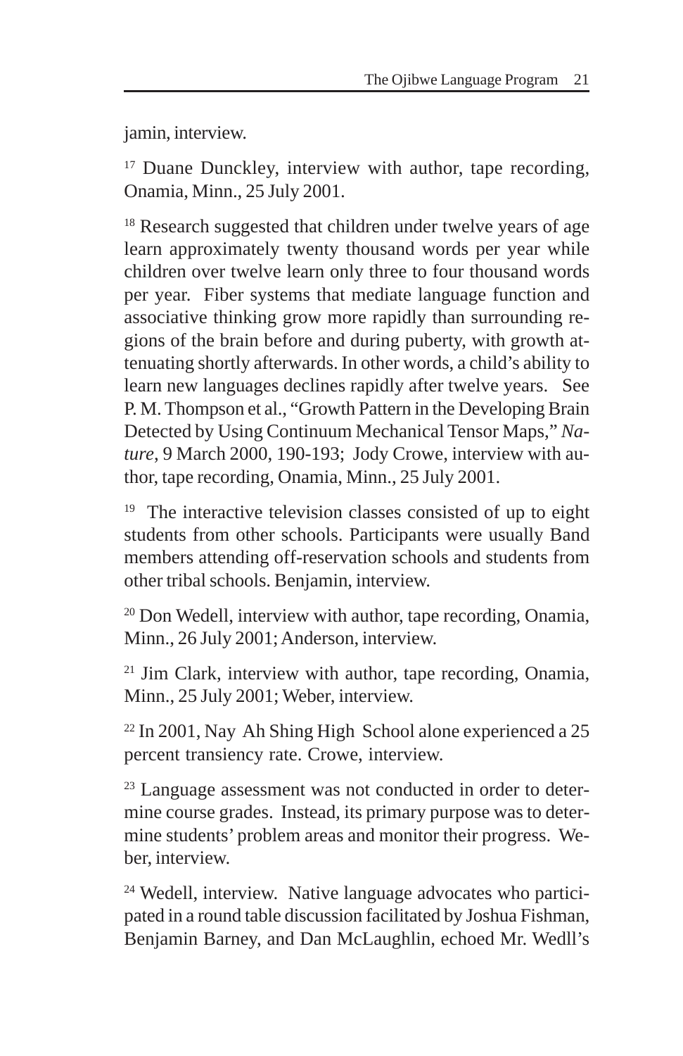jamin, interview.

[17] Duane Dunckley, interview with author, tape recording, Onamia, Minn., 25 July 2001.

[18] Research suggested that children under twelve years of age learn approximately twenty thousand words per year while children over twelve learn only three to four thousand words per year. Fiber systems that mediate language function and associative thinking grow more rapidly than surrounding regions of the brain before and during puberty, with growth attenuating shortly afterwards. In other words, a child's ability to learn new languages declines rapidly after twelve years. See P. M. Thompson et al., "Growth Pattern in the Developing Brain Detected by Using Continuum Mechanical Tensor Maps," *Nature*, 9 March 2000, 190-193; Jody Crowe, interview with author, tape recording, Onamia, Minn., 25 July 2001.

[19] The interactive television classes consisted of up to eight students from other schools. Participants were usually Band members attending off-reservation schools and students from other tribal schools. Benjamin, interview.

[20] Don Wedell, interview with author, tape recording, Onamia, Minn., 26 July 2001; Anderson, interview.

[21] Jim Clark, interview with author, tape recording, Onamia, Minn., 25 July 2001; Weber, interview.

[22] In 2001, Nay Ah Shing High School alone experienced a 25 percent transiency rate. Crowe, interview.

[23] Language assessment was not conducted in order to determine course grades. Instead, its primary purpose was to determine students' problem areas and monitor their progress. Weber, interview.

[24] Wedell, interview. Native language advocates who participated in a round table discussion facilitated by Joshua Fishman, Benjamin Barney, and Dan McLaughlin, echoed Mr. Wedll's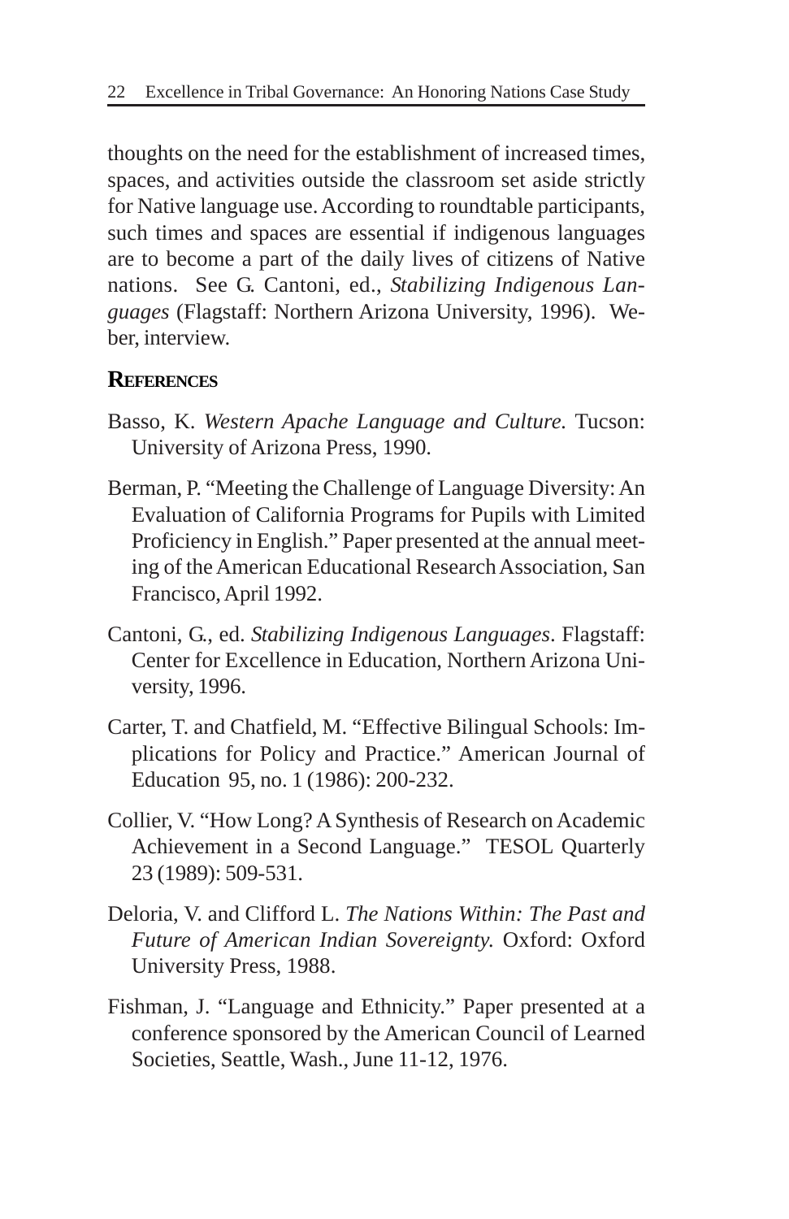thoughts on the need for the establishment of increased times, spaces, and activities outside the classroom set aside strictly for Native language use. According to roundtable participants, such times and spaces are essential if indigenous languages are to become a part of the daily lives of citizens of Native nations. See G. Cantoni, ed., *Stabilizing Indigenous Languages* (Flagstaff: Northern Arizona University, 1996). Weber, interview.

## References

Basso, K. *Western Apache Language and Culture.* Tucson: University of Arizona Press, 1990.

Berman, P. "Meeting the Challenge of Language Diversity: An Evaluation of California Programs for Pupils with Limited Proficiency in English." Paper presented at the annual meeting of the American Educational Research Association, San Francisco, April 1992.

Cantoni, G., ed. *Stabilizing Indigenous Languages*. Flagstaff: Center for Excellence in Education, Northern Arizona University, 1996.

Carter, T. and Chatfield, M. "Effective Bilingual Schools: Implications for Policy and Practice." American Journal of Education 95, no. 1 (1986): 200-232.

Collier, V. "How Long? A Synthesis of Research on Academic Achievement in a Second Language." TESOL Quarterly 23 (1989): 509-531.

Deloria, V. and Clifford L. *The Nations Within: The Past and Future of American Indian Sovereignty.* Oxford: Oxford University Press, 1988.

Fishman, J. "Language and Ethnicity." Paper presented at a conference sponsored by the American Council of Learned Societies, Seattle, Wash., June 11-12, 1976.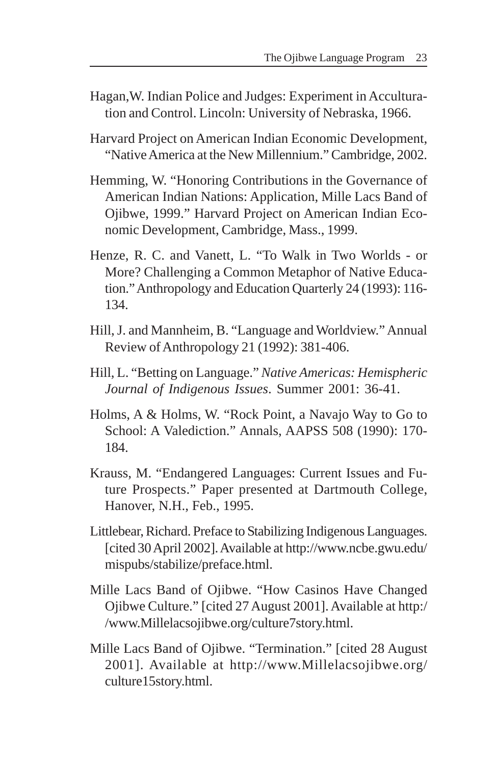Hagan,W. Indian Police and Judges: Experiment in Acculturation and Control. Lincoln: University of Nebraska, 1966.

Harvard Project on American Indian Economic Development, "Native America at the New Millennium." Cambridge, 2002.

Hemming, W. "Honoring Contributions in the Governance of American Indian Nations: Application, Mille Lacs Band of Ojibwe, 1999." Harvard Project on American Indian Economic Development, Cambridge, Mass., 1999.

Henze, R. C. and Vanett, L. "To Walk in Two Worlds - or More? Challenging a Common Metaphor of Native Education." Anthropology and Education Quarterly 24 (1993): 116-134.

Hill, J. and Mannheim, B. "Language and Worldview." Annual Review of Anthropology 21 (1992): 381-406.

Hill, L. "Betting on Language." *Native Americas: Hemispheric Journal of Indigenous Issues*. Summer 2001: 36-41.

Holms, A & Holms, W. "Rock Point, a Navajo Way to Go to School: A Valediction." Annals, AAPSS 508 (1990): 170-184.

Krauss, M. "Endangered Languages: Current Issues and Future Prospects." Paper presented at Dartmouth College, Hanover, N.H., Feb., 1995.

Littlebear, Richard. Preface to Stabilizing Indigenous Languages. [cited 30 April 2002]. Available at http://www.ncbe.gwu.edu/mispubs/stabilize/preface.html.

Mille Lacs Band of Ojibwe. "How Casinos Have Changed Ojibwe Culture." [cited 27 August 2001]. Available at http://www.Millelacsojibwe.org/culture7story.html.

Mille Lacs Band of Ojibwe. "Termination." [cited 28 August 2001]. Available at http://www.Millelacsojibwe.org/culture15story.html.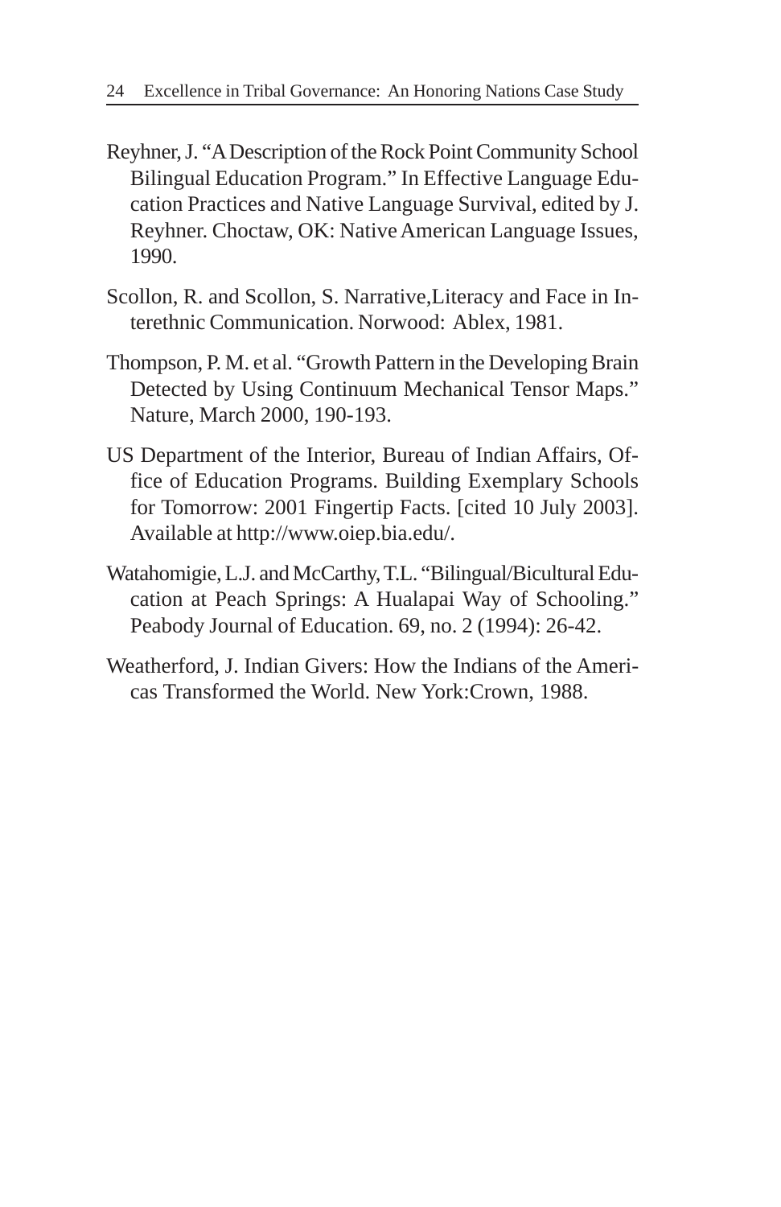Reyhner, J. "A Description of the Rock Point Community School Bilingual Education Program." In Effective Language Education Practices and Native Language Survival, edited by J. Reyhner. Choctaw, OK: Native American Language Issues, 1990.

Scollon, R. and Scollon, S. Narrative,Literacy and Face in Interethnic Communication. Norwood: Ablex, 1981.

Thompson, P. M. et al. "Growth Pattern in the Developing Brain Detected by Using Continuum Mechanical Tensor Maps." Nature, March 2000, 190-193.

US Department of the Interior, Bureau of Indian Affairs, Office of Education Programs. Building Exemplary Schools for Tomorrow: 2001 Fingertip Facts. [cited 10 July 2003]. Available at http://www.oiep.bia.edu/.

Watahomigie, L.J. and McCarthy, T.L. "Bilingual/Bicultural Education at Peach Springs: A Hualapai Way of Schooling." Peabody Journal of Education. 69, no. 2 (1994): 26-42.

Weatherford, J. Indian Givers: How the Indians of the Americas Transformed the World. New York:Crown, 1988.